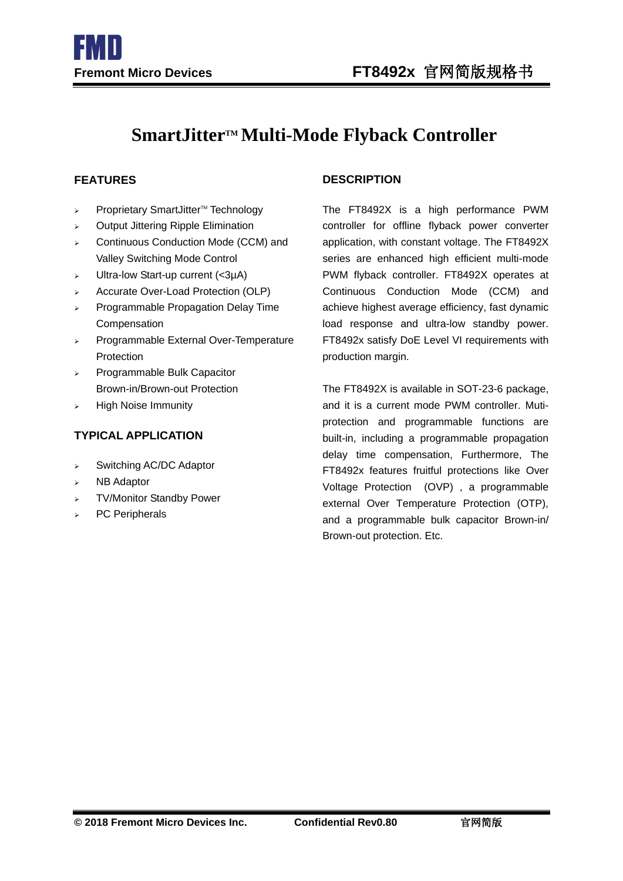# SmartJitter™ Multi-Mode Flyback Controller

## FEATURES

- Proprietary SmartJitter™ Technology
- Output Jittering Ripple Elimination
- Continuous Conduction Mode (CCM) and Valley Switching Mode Control
- Ultra-low Start-up current (<3µA)
- Accurate Over-Load Protection (OLP)
- Programmable Propagation Delay Time Compensation
- Programmable External Over-Temperature Protection
- Programmable Bulk Capacitor Brown-in/Brown-out Protection
- High Noise Immunity

## TYPICAL APPLICATION

- Switching AC/DC Adaptor
- NB Adaptor
- TV/Monitor Standby Power
- PC Peripherals

## DESCRIPTION

The FT8492X is a high performance PWM controller for offline flyback power converter application, with constant voltage. The FT8492X series are enhanced high efficient multi-mode PWM flyback controller. FT8492X operates at Continuous Conduction Mode (CCM) and achieve highest average efficiency, fast dynamic load response and ultra-low standby power. FT8492x satisfy DoE Level VI requirements with production margin.

The FT8492X is available in SOT-23-6 package, and it is a current mode PWM controller. Muti-protection and programmable functions are built-in, including a programmable propagation delay time compensation, Furthermore, The FT8492x features fruitful protections like Over Voltage Protection （OVP）, a programmable external Over Temperature Protection (OTP), and a programmable bulk capacitor Brown-in/ Brown-out protection. Etc.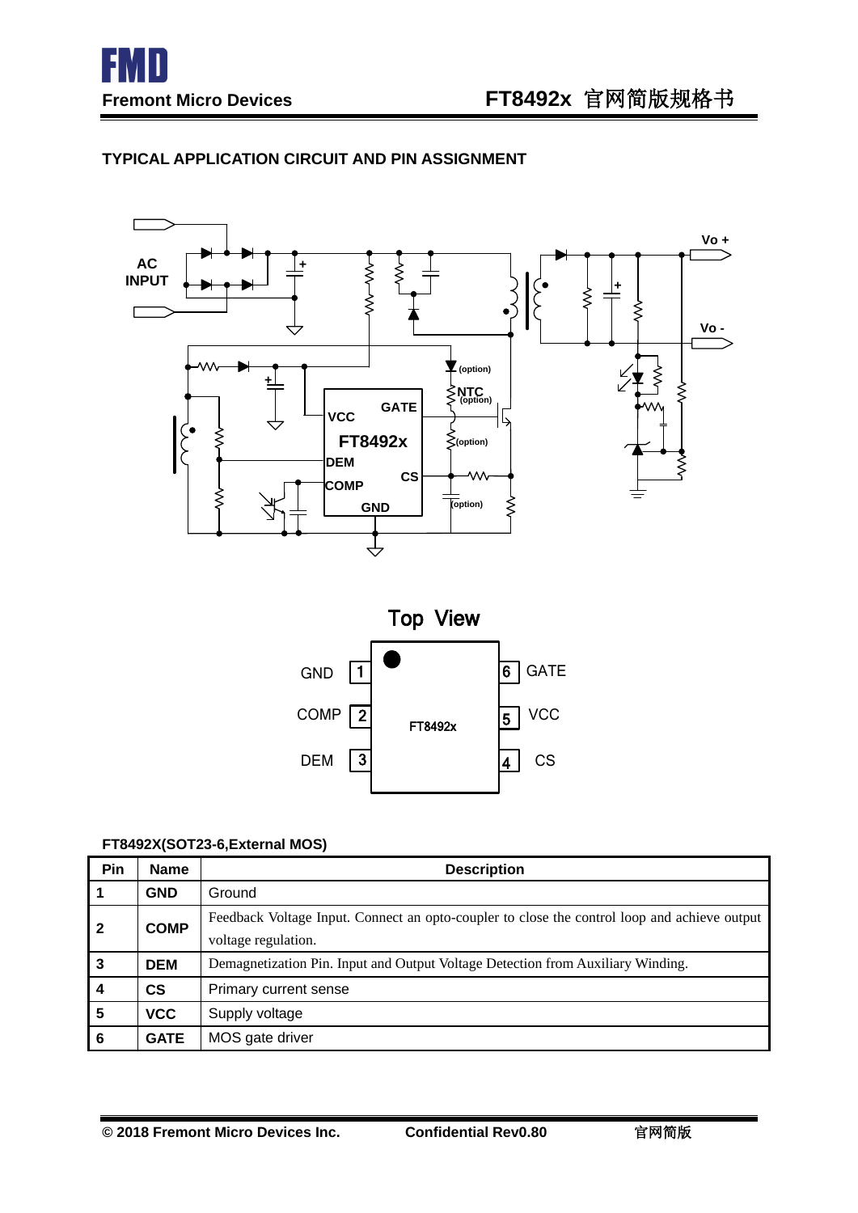## TYPICAL APPLICATION CIRCUIT AND PIN ASSIGNMENT

AC INPUT

Vo +

Vo -

(option)

NTC (option)

(option)

(option)

VCC

GATE

FT8492x

DEM

CS

COMP

GND

Top View

GND 1

COMP 2

DEM 3

6 GATE

5 VCC

4 CS

FT8492x

**FT8492X(SOT23-6,External MOS)**

| Pin | Name | Description |
|---|---|---|
| 1 | GND | Ground |
| 2 | COMP | Feedback Voltage Input. Connect an opto-coupler to close the control loop and achieve output voltage regulation. |
| 3 | DEM | Demagnetization Pin. Input and Output Voltage Detection from Auxiliary Winding. |
| 4 | CS | Primary current sense |
| 5 | VCC | Supply voltage |
| 6 | GATE | MOS gate driver |